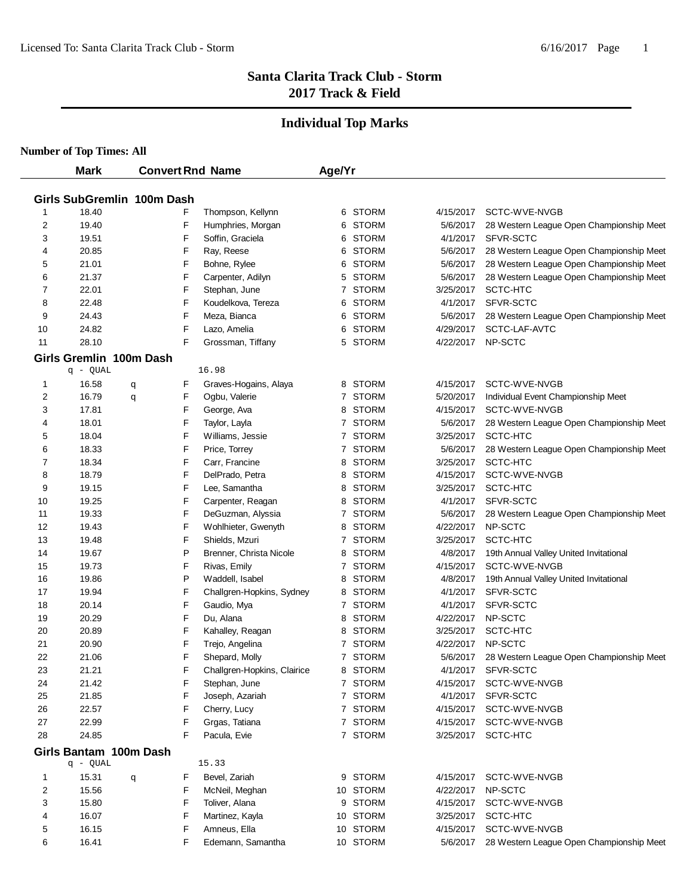# Santa Clarita Track Club - Storm
## 2017 Track & Field

## Individual Top Marks

**Number of Top Times: All**

### Girls SubGremlin 100m Dash

| | Mark | Convert | Rnd | Name | Age/Yr | Team | Date | Meet |
|---|---|---|---|---|---|---|---|---|
| 1 | 18.40 | | F | Thompson, Kellynn | 6 | STORM | 4/15/2017 | SCTC-WVE-NVGB |
| 2 | 19.40 | | F | Humphries, Morgan | 6 | STORM | 5/6/2017 | 28 Western League Open Championship Meet |
| 3 | 19.51 | | F | Soffin, Graciela | 6 | STORM | 4/1/2017 | SFVR-SCTC |
| 4 | 20.85 | | F | Ray, Reese | 6 | STORM | 5/6/2017 | 28 Western League Open Championship Meet |
| 5 | 21.01 | | F | Bohne, Rylee | 6 | STORM | 5/6/2017 | 28 Western League Open Championship Meet |
| 6 | 21.37 | | F | Carpenter, Adilyn | 5 | STORM | 5/6/2017 | 28 Western League Open Championship Meet |
| 7 | 22.01 | | F | Stephan, June | 7 | STORM | 3/25/2017 | SCTC-HTC |
| 8 | 22.48 | | F | Koudelkova, Tereza | 6 | STORM | 4/1/2017 | SFVR-SCTC |
| 9 | 24.43 | | F | Meza, Bianca | 6 | STORM | 5/6/2017 | 28 Western League Open Championship Meet |
| 10 | 24.82 | | F | Lazo, Amelia | 6 | STORM | 4/29/2017 | SCTC-LAF-AVTC |
| 11 | 28.10 | | F | Grossman, Tiffany | 5 | STORM | 4/22/2017 | NP-SCTC |

### Girls Gremlin 100m Dash

q - QUAL 16.98

| | Mark | Convert | Rnd | Name | Age/Yr | Team | Date | Meet |
|---|---|---|---|---|---|---|---|---|
| 1 | 16.58 | q | F | Graves-Hogains, Alaya | 8 | STORM | 4/15/2017 | SCTC-WVE-NVGB |
| 2 | 16.79 | q | F | Ogbu, Valerie | 7 | STORM | 5/20/2017 | Individual Event Championship Meet |
| 3 | 17.81 | | F | George, Ava | 8 | STORM | 4/15/2017 | SCTC-WVE-NVGB |
| 4 | 18.01 | | F | Taylor, Layla | 7 | STORM | 5/6/2017 | 28 Western League Open Championship Meet |
| 5 | 18.04 | | F | Williams, Jessie | 7 | STORM | 3/25/2017 | SCTC-HTC |
| 6 | 18.33 | | F | Price, Torrey | 7 | STORM | 5/6/2017 | 28 Western League Open Championship Meet |
| 7 | 18.34 | | F | Carr, Francine | 8 | STORM | 3/25/2017 | SCTC-HTC |
| 8 | 18.79 | | F | DelPrado, Petra | 8 | STORM | 4/15/2017 | SCTC-WVE-NVGB |
| 9 | 19.15 | | F | Lee, Samantha | 8 | STORM | 3/25/2017 | SCTC-HTC |
| 10 | 19.25 | | F | Carpenter, Reagan | 8 | STORM | 4/1/2017 | SFVR-SCTC |
| 11 | 19.33 | | F | DeGuzman, Alyssia | 7 | STORM | 5/6/2017 | 28 Western League Open Championship Meet |
| 12 | 19.43 | | F | Wohlhieter, Gwenyth | 8 | STORM | 4/22/2017 | NP-SCTC |
| 13 | 19.48 | | F | Shields, Mzuri | 7 | STORM | 3/25/2017 | SCTC-HTC |
| 14 | 19.67 | | P | Brenner, Christa Nicole | 8 | STORM | 4/8/2017 | 19th Annual Valley United Invitational |
| 15 | 19.73 | | F | Rivas, Emily | 7 | STORM | 4/15/2017 | SCTC-WVE-NVGB |
| 16 | 19.86 | | P | Waddell, Isabel | 8 | STORM | 4/8/2017 | 19th Annual Valley United Invitational |
| 17 | 19.94 | | F | Challgren-Hopkins, Sydney | 8 | STORM | 4/1/2017 | SFVR-SCTC |
| 18 | 20.14 | | F | Gaudio, Mya | 7 | STORM | 4/1/2017 | SFVR-SCTC |
| 19 | 20.29 | | F | Du, Alana | 8 | STORM | 4/22/2017 | NP-SCTC |
| 20 | 20.89 | | F | Kahalley, Reagan | 8 | STORM | 3/25/2017 | SCTC-HTC |
| 21 | 20.90 | | F | Trejo, Angelina | 7 | STORM | 4/22/2017 | NP-SCTC |
| 22 | 21.06 | | F | Shepard, Molly | 7 | STORM | 5/6/2017 | 28 Western League Open Championship Meet |
| 23 | 21.21 | | F | Challgren-Hopkins, Clairice | 8 | STORM | 4/1/2017 | SFVR-SCTC |
| 24 | 21.42 | | F | Stephan, June | 7 | STORM | 4/15/2017 | SCTC-WVE-NVGB |
| 25 | 21.85 | | F | Joseph, Azariah | 7 | STORM | 4/1/2017 | SFVR-SCTC |
| 26 | 22.57 | | F | Cherry, Lucy | 7 | STORM | 4/15/2017 | SCTC-WVE-NVGB |
| 27 | 22.99 | | F | Grgas, Tatiana | 7 | STORM | 4/15/2017 | SCTC-WVE-NVGB |
| 28 | 24.85 | | F | Pacula, Evie | 7 | STORM | 3/25/2017 | SCTC-HTC |

### Girls Bantam 100m Dash

q - QUAL 15.33

| | Mark | Convert | Rnd | Name | Age/Yr | Team | Date | Meet |
|---|---|---|---|---|---|---|---|---|
| 1 | 15.31 | q | F | Bevel, Zariah | 9 | STORM | 4/15/2017 | SCTC-WVE-NVGB |
| 2 | 15.56 | | F | McNeil, Meghan | 10 | STORM | 4/22/2017 | NP-SCTC |
| 3 | 15.80 | | F | Toliver, Alana | 9 | STORM | 4/15/2017 | SCTC-WVE-NVGB |
| 4 | 16.07 | | F | Martinez, Kayla | 10 | STORM | 3/25/2017 | SCTC-HTC |
| 5 | 16.15 | | F | Amneus, Ella | 10 | STORM | 4/15/2017 | SCTC-WVE-NVGB |
| 6 | 16.41 | | F | Edemann, Samantha | 10 | STORM | 5/6/2017 | 28 Western League Open Championship Meet |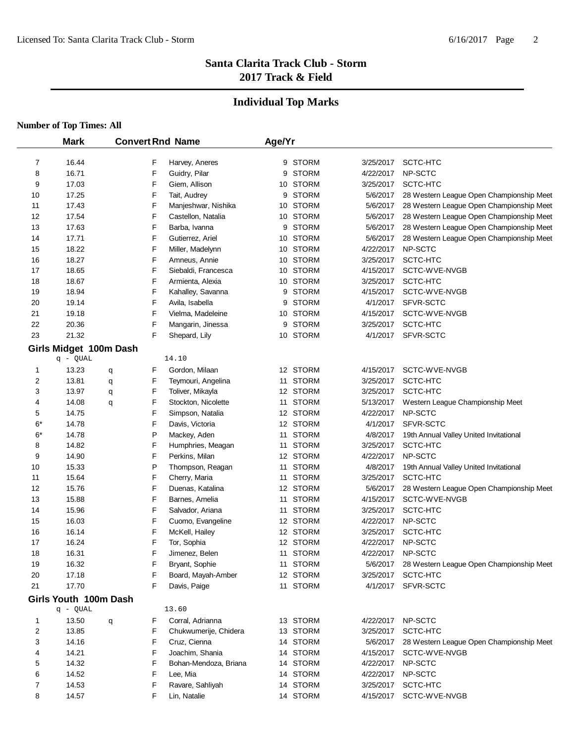## Santa Clarita Track Club - Storm
## 2017 Track & Field

## Individual Top Marks

**Number of Top Times: All**

| | Mark | Convert | Rnd | Name | Age/Yr | Team | Date | Meet |
|---|---|---|---|---|---|---|---|---|
| 7 | 16.44 | | F | Harvey, Aneres | 9 | STORM | 3/25/2017 | SCTC-HTC |
| 8 | 16.71 | | F | Guidry, Pilar | 9 | STORM | 4/22/2017 | NP-SCTC |
| 9 | 17.03 | | F | Giem, Allison | 10 | STORM | 3/25/2017 | SCTC-HTC |
| 10 | 17.25 | | F | Tait, Audrey | 9 | STORM | 5/6/2017 | 28 Western League Open Championship Meet |
| 11 | 17.43 | | F | Manjeshwar, Nishika | 10 | STORM | 5/6/2017 | 28 Western League Open Championship Meet |
| 12 | 17.54 | | F | Castellon, Natalia | 10 | STORM | 5/6/2017 | 28 Western League Open Championship Meet |
| 13 | 17.63 | | F | Barba, Ivanna | 9 | STORM | 5/6/2017 | 28 Western League Open Championship Meet |
| 14 | 17.71 | | F | Gutierrez, Ariel | 10 | STORM | 5/6/2017 | 28 Western League Open Championship Meet |
| 15 | 18.22 | | F | Miller, Madelynn | 10 | STORM | 4/22/2017 | NP-SCTC |
| 16 | 18.27 | | F | Amneus, Annie | 10 | STORM | 3/25/2017 | SCTC-HTC |
| 17 | 18.65 | | F | Siebaldi, Francesca | 10 | STORM | 4/15/2017 | SCTC-WVE-NVGB |
| 18 | 18.67 | | F | Armienta, Alexia | 10 | STORM | 3/25/2017 | SCTC-HTC |
| 19 | 18.94 | | F | Kahalley, Savanna | 9 | STORM | 4/15/2017 | SCTC-WVE-NVGB |
| 20 | 19.14 | | F | Avila, Isabella | 9 | STORM | 4/1/2017 | SFVR-SCTC |
| 21 | 19.18 | | F | Vielma, Madeleine | 10 | STORM | 4/15/2017 | SCTC-WVE-NVGB |
| 22 | 20.36 | | F | Mangarin, Jinessa | 9 | STORM | 3/25/2017 | SCTC-HTC |
| 23 | 21.32 | | F | Shepard, Lily | 10 | STORM | 4/1/2017 | SFVR-SCTC |

### Girls Midget 100m Dash

q - QUAL 14.10

| | Mark | Convert | Rnd | Name | Age/Yr | Team | Date | Meet |
|---|---|---|---|---|---|---|---|---|
| 1 | 13.23 | q | F | Gordon, Milaan | 12 | STORM | 4/15/2017 | SCTC-WVE-NVGB |
| 2 | 13.81 | q | F | Teymouri, Angelina | 11 | STORM | 3/25/2017 | SCTC-HTC |
| 3 | 13.97 | q | F | Toliver, Mikayla | 12 | STORM | 3/25/2017 | SCTC-HTC |
| 4 | 14.08 | q | F | Stockton, Nicolette | 11 | STORM | 5/13/2017 | Western League Championship Meet |
| 5 | 14.75 | | F | Simpson, Natalia | 12 | STORM | 4/22/2017 | NP-SCTC |
| 6* | 14.78 | | F | Davis, Victoria | 12 | STORM | 4/1/2017 | SFVR-SCTC |
| 6* | 14.78 | | P | Mackey, Aden | 11 | STORM | 4/8/2017 | 19th Annual Valley United Invitational |
| 8 | 14.82 | | F | Humphries, Meagan | 11 | STORM | 3/25/2017 | SCTC-HTC |
| 9 | 14.90 | | F | Perkins, Milan | 12 | STORM | 4/22/2017 | NP-SCTC |
| 10 | 15.33 | | P | Thompson, Reagan | 11 | STORM | 4/8/2017 | 19th Annual Valley United Invitational |
| 11 | 15.64 | | F | Cherry, Maria | 11 | STORM | 3/25/2017 | SCTC-HTC |
| 12 | 15.76 | | F | Duenas, Katalina | 12 | STORM | 5/6/2017 | 28 Western League Open Championship Meet |
| 13 | 15.88 | | F | Barnes, Amelia | 11 | STORM | 4/15/2017 | SCTC-WVE-NVGB |
| 14 | 15.96 | | F | Salvador, Ariana | 11 | STORM | 3/25/2017 | SCTC-HTC |
| 15 | 16.03 | | F | Cuomo, Evangeline | 12 | STORM | 4/22/2017 | NP-SCTC |
| 16 | 16.14 | | F | McKell, Hailey | 12 | STORM | 3/25/2017 | SCTC-HTC |
| 17 | 16.24 | | F | Tor, Sophia | 12 | STORM | 4/22/2017 | NP-SCTC |
| 18 | 16.31 | | F | Jimenez, Belen | 11 | STORM | 4/22/2017 | NP-SCTC |
| 19 | 16.32 | | F | Bryant, Sophie | 11 | STORM | 5/6/2017 | 28 Western League Open Championship Meet |
| 20 | 17.18 | | F | Board, Mayah-Amber | 12 | STORM | 3/25/2017 | SCTC-HTC |
| 21 | 17.70 | | F | Davis, Paige | 11 | STORM | 4/1/2017 | SFVR-SCTC |

### Girls Youth 100m Dash

q - QUAL 13.60

| | Mark | Convert | Rnd | Name | Age/Yr | Team | Date | Meet |
|---|---|---|---|---|---|---|---|---|
| 1 | 13.50 | q | F | Corral, Adrianna | 13 | STORM | 4/22/2017 | NP-SCTC |
| 2 | 13.85 | | F | Chukwumerije, Chidera | 13 | STORM | 3/25/2017 | SCTC-HTC |
| 3 | 14.16 | | F | Cruz, Cienna | 14 | STORM | 5/6/2017 | 28 Western League Open Championship Meet |
| 4 | 14.21 | | F | Joachim, Shania | 14 | STORM | 4/15/2017 | SCTC-WVE-NVGB |
| 5 | 14.32 | | F | Bohan-Mendoza, Briana | 14 | STORM | 4/22/2017 | NP-SCTC |
| 6 | 14.52 | | F | Lee, Mia | 14 | STORM | 4/22/2017 | NP-SCTC |
| 7 | 14.53 | | F | Ravare, Sahliyah | 14 | STORM | 3/25/2017 | SCTC-HTC |
| 8 | 14.57 | | F | Lin, Natalie | 14 | STORM | 4/15/2017 | SCTC-WVE-NVGB |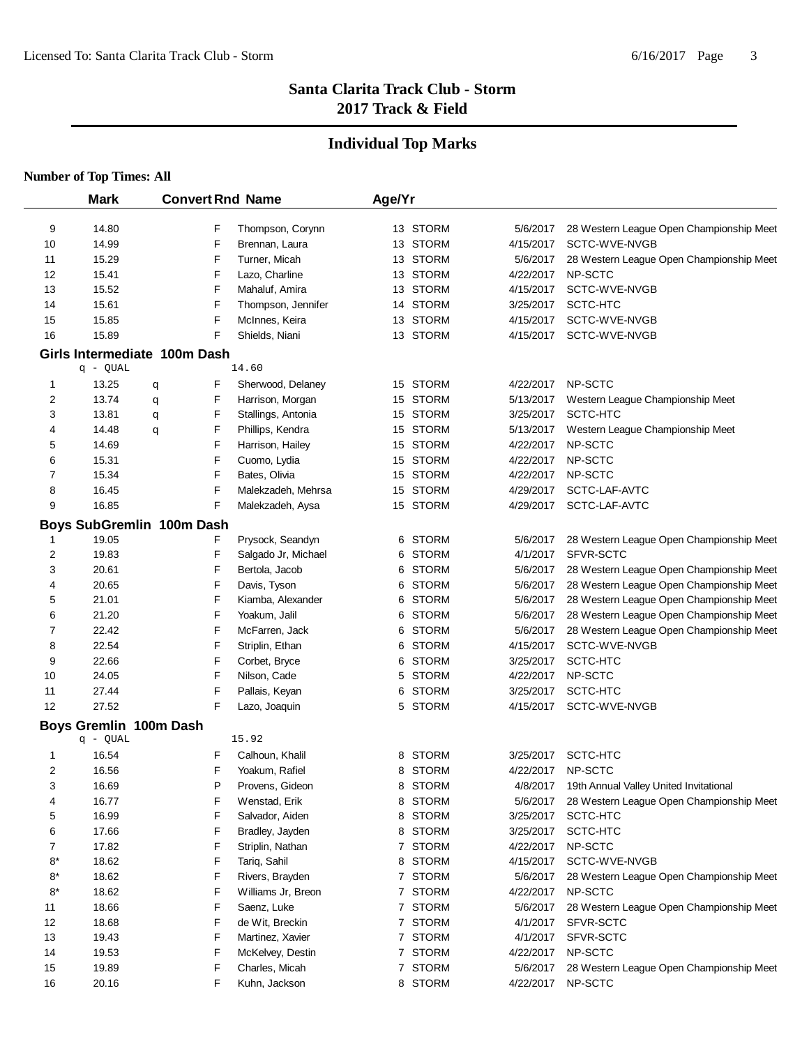# Santa Clarita Track Club - Storm
## 2017 Track & Field

## Individual Top Marks

**Number of Top Times: All**

| | Mark | Convert | Rnd | Name | Age/Yr | | | |
|---|---|---|---|---|---|---|---|---|
| 9 | 14.80 | | F | Thompson, Corynn | 13 | STORM | 5/6/2017 | 28 Western League Open Championship Meet |
| 10 | 14.99 | | F | Brennan, Laura | 13 | STORM | 4/15/2017 | SCTC-WVE-NVGB |
| 11 | 15.29 | | F | Turner, Micah | 13 | STORM | 5/6/2017 | 28 Western League Open Championship Meet |
| 12 | 15.41 | | F | Lazo, Charline | 13 | STORM | 4/22/2017 | NP-SCTC |
| 13 | 15.52 | | F | Mahaluf, Amira | 13 | STORM | 4/15/2017 | SCTC-WVE-NVGB |
| 14 | 15.61 | | F | Thompson, Jennifer | 14 | STORM | 3/25/2017 | SCTC-HTC |
| 15 | 15.85 | | F | McInnes, Keira | 13 | STORM | 4/15/2017 | SCTC-WVE-NVGB |
| 16 | 15.89 | | F | Shields, Niani | 13 | STORM | 4/15/2017 | SCTC-WVE-NVGB |

### Girls Intermediate 100m Dash

q - QUAL 14.60

| | Mark | Convert | Rnd | Name | Age/Yr | | | |
|---|---|---|---|---|---|---|---|---|
| 1 | 13.25 | q | F | Sherwood, Delaney | 15 | STORM | 4/22/2017 | NP-SCTC |
| 2 | 13.74 | q | F | Harrison, Morgan | 15 | STORM | 5/13/2017 | Western League Championship Meet |
| 3 | 13.81 | q | F | Stallings, Antonia | 15 | STORM | 3/25/2017 | SCTC-HTC |
| 4 | 14.48 | q | F | Phillips, Kendra | 15 | STORM | 5/13/2017 | Western League Championship Meet |
| 5 | 14.69 | | F | Harrison, Hailey | 15 | STORM | 4/22/2017 | NP-SCTC |
| 6 | 15.31 | | F | Cuomo, Lydia | 15 | STORM | 4/22/2017 | NP-SCTC |
| 7 | 15.34 | | F | Bates, Olivia | 15 | STORM | 4/22/2017 | NP-SCTC |
| 8 | 16.45 | | F | Malekzadeh, Mehrsa | 15 | STORM | 4/29/2017 | SCTC-LAF-AVTC |
| 9 | 16.85 | | F | Malekzadeh, Aysa | 15 | STORM | 4/29/2017 | SCTC-LAF-AVTC |

### Boys SubGremlin 100m Dash

| | Mark | Convert | Rnd | Name | Age/Yr | | | |
|---|---|---|---|---|---|---|---|---|
| 1 | 19.05 | | F | Prysock, Seandyn | 6 | STORM | 5/6/2017 | 28 Western League Open Championship Meet |
| 2 | 19.83 | | F | Salgado Jr, Michael | 6 | STORM | 4/1/2017 | SFVR-SCTC |
| 3 | 20.61 | | F | Bertola, Jacob | 6 | STORM | 5/6/2017 | 28 Western League Open Championship Meet |
| 4 | 20.65 | | F | Davis, Tyson | 6 | STORM | 5/6/2017 | 28 Western League Open Championship Meet |
| 5 | 21.01 | | F | Kiamba, Alexander | 6 | STORM | 5/6/2017 | 28 Western League Open Championship Meet |
| 6 | 21.20 | | F | Yoakum, Jalil | 6 | STORM | 5/6/2017 | 28 Western League Open Championship Meet |
| 7 | 22.42 | | F | McFarren, Jack | 6 | STORM | 5/6/2017 | 28 Western League Open Championship Meet |
| 8 | 22.54 | | F | Striplin, Ethan | 6 | STORM | 4/15/2017 | SCTC-WVE-NVGB |
| 9 | 22.66 | | F | Corbet, Bryce | 6 | STORM | 3/25/2017 | SCTC-HTC |
| 10 | 24.05 | | F | Nilson, Cade | 5 | STORM | 4/22/2017 | NP-SCTC |
| 11 | 27.44 | | F | Pallais, Keyan | 6 | STORM | 3/25/2017 | SCTC-HTC |
| 12 | 27.52 | | F | Lazo, Joaquin | 5 | STORM | 4/15/2017 | SCTC-WVE-NVGB |

### Boys Gremlin 100m Dash

q - QUAL 15.92

| | Mark | Convert | Rnd | Name | Age/Yr | | | |
|---|---|---|---|---|---|---|---|---|
| 1 | 16.54 | | F | Calhoun, Khalil | 8 | STORM | 3/25/2017 | SCTC-HTC |
| 2 | 16.56 | | F | Yoakum, Rafiel | 8 | STORM | 4/22/2017 | NP-SCTC |
| 3 | 16.69 | | P | Provens, Gideon | 8 | STORM | 4/8/2017 | 19th Annual Valley United Invitational |
| 4 | 16.77 | | F | Wenstad, Erik | 8 | STORM | 5/6/2017 | 28 Western League Open Championship Meet |
| 5 | 16.99 | | F | Salvador, Aiden | 8 | STORM | 3/25/2017 | SCTC-HTC |
| 6 | 17.66 | | F | Bradley, Jayden | 8 | STORM | 3/25/2017 | SCTC-HTC |
| 7 | 17.82 | | F | Striplin, Nathan | 7 | STORM | 4/22/2017 | NP-SCTC |
| 8* | 18.62 | | F | Tariq, Sahil | 8 | STORM | 4/15/2017 | SCTC-WVE-NVGB |
| 8* | 18.62 | | F | Rivers, Brayden | 7 | STORM | 5/6/2017 | 28 Western League Open Championship Meet |
| 8* | 18.62 | | F | Williams Jr, Breon | 7 | STORM | 4/22/2017 | NP-SCTC |
| 11 | 18.66 | | F | Saenz, Luke | 7 | STORM | 5/6/2017 | 28 Western League Open Championship Meet |
| 12 | 18.68 | | F | de Wit, Breckin | 7 | STORM | 4/1/2017 | SFVR-SCTC |
| 13 | 19.43 | | F | Martinez, Xavier | 7 | STORM | 4/1/2017 | SFVR-SCTC |
| 14 | 19.53 | | F | McKelvey, Destin | 7 | STORM | 4/22/2017 | NP-SCTC |
| 15 | 19.89 | | F | Charles, Micah | 7 | STORM | 5/6/2017 | 28 Western League Open Championship Meet |
| 16 | 20.16 | | F | Kuhn, Jackson | 8 | STORM | 4/22/2017 | NP-SCTC |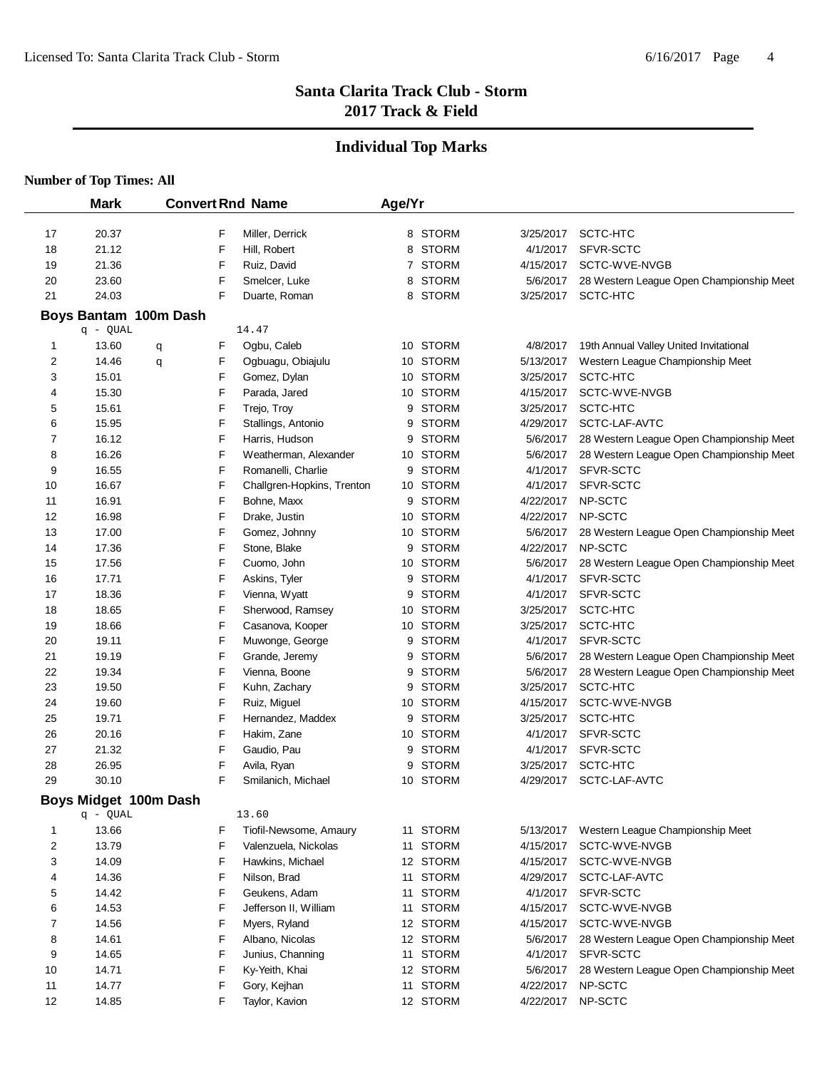# Santa Clarita Track Club - Storm
## 2017 Track & Field

## Individual Top Marks

**Number of Top Times: All**

| | Mark | Convert | Rnd | Name | Age/Yr | Team | Date | Meet |
|---|---|---|---|---|---|---|---|---|
| 17 | 20.37 | | F | Miller, Derrick | 8 | STORM | 3/25/2017 | SCTC-HTC |
| 18 | 21.12 | | F | Hill, Robert | 8 | STORM | 4/1/2017 | SFVR-SCTC |
| 19 | 21.36 | | F | Ruiz, David | 7 | STORM | 4/15/2017 | SCTC-WVE-NVGB |
| 20 | 23.60 | | F | Smelcer, Luke | 8 | STORM | 5/6/2017 | 28 Western League Open Championship Meet |
| 21 | 24.03 | | F | Duarte, Roman | 8 | STORM | 3/25/2017 | SCTC-HTC |

**Boys Bantam 100m Dash**

q - QUAL 14.47

| | Mark | Convert | Rnd | Name | Age/Yr | Team | Date | Meet |
|---|---|---|---|---|---|---|---|---|
| 1 | 13.60 | q | F | Ogbu, Caleb | 10 | STORM | 4/8/2017 | 19th Annual Valley United Invitational |
| 2 | 14.46 | q | F | Ogbuagu, Obiajulu | 10 | STORM | 5/13/2017 | Western League Championship Meet |
| 3 | 15.01 | | F | Gomez, Dylan | 10 | STORM | 3/25/2017 | SCTC-HTC |
| 4 | 15.30 | | F | Parada, Jared | 10 | STORM | 4/15/2017 | SCTC-WVE-NVGB |
| 5 | 15.61 | | F | Trejo, Troy | 9 | STORM | 3/25/2017 | SCTC-HTC |
| 6 | 15.95 | | F | Stallings, Antonio | 9 | STORM | 4/29/2017 | SCTC-LAF-AVTC |
| 7 | 16.12 | | F | Harris, Hudson | 9 | STORM | 5/6/2017 | 28 Western League Open Championship Meet |
| 8 | 16.26 | | F | Weatherman, Alexander | 10 | STORM | 5/6/2017 | 28 Western League Open Championship Meet |
| 9 | 16.55 | | F | Romanelli, Charlie | 9 | STORM | 4/1/2017 | SFVR-SCTC |
| 10 | 16.67 | | F | Challgren-Hopkins, Trenton | 10 | STORM | 4/1/2017 | SFVR-SCTC |
| 11 | 16.91 | | F | Bohne, Maxx | 9 | STORM | 4/22/2017 | NP-SCTC |
| 12 | 16.98 | | F | Drake, Justin | 10 | STORM | 4/22/2017 | NP-SCTC |
| 13 | 17.00 | | F | Gomez, Johnny | 10 | STORM | 5/6/2017 | 28 Western League Open Championship Meet |
| 14 | 17.36 | | F | Stone, Blake | 9 | STORM | 4/22/2017 | NP-SCTC |
| 15 | 17.56 | | F | Cuomo, John | 10 | STORM | 5/6/2017 | 28 Western League Open Championship Meet |
| 16 | 17.71 | | F | Askins, Tyler | 9 | STORM | 4/1/2017 | SFVR-SCTC |
| 17 | 18.36 | | F | Vienna, Wyatt | 9 | STORM | 4/1/2017 | SFVR-SCTC |
| 18 | 18.65 | | F | Sherwood, Ramsey | 10 | STORM | 3/25/2017 | SCTC-HTC |
| 19 | 18.66 | | F | Casanova, Kooper | 10 | STORM | 3/25/2017 | SCTC-HTC |
| 20 | 19.11 | | F | Muwonge, George | 9 | STORM | 4/1/2017 | SFVR-SCTC |
| 21 | 19.19 | | F | Grande, Jeremy | 9 | STORM | 5/6/2017 | 28 Western League Open Championship Meet |
| 22 | 19.34 | | F | Vienna, Boone | 9 | STORM | 5/6/2017 | 28 Western League Open Championship Meet |
| 23 | 19.50 | | F | Kuhn, Zachary | 9 | STORM | 3/25/2017 | SCTC-HTC |
| 24 | 19.60 | | F | Ruiz, Miguel | 10 | STORM | 4/15/2017 | SCTC-WVE-NVGB |
| 25 | 19.71 | | F | Hernandez, Maddex | 9 | STORM | 3/25/2017 | SCTC-HTC |
| 26 | 20.16 | | F | Hakim, Zane | 10 | STORM | 4/1/2017 | SFVR-SCTC |
| 27 | 21.32 | | F | Gaudio, Pau | 9 | STORM | 4/1/2017 | SFVR-SCTC |
| 28 | 26.95 | | F | Avila, Ryan | 9 | STORM | 3/25/2017 | SCTC-HTC |
| 29 | 30.10 | | F | Smilanich, Michael | 10 | STORM | 4/29/2017 | SCTC-LAF-AVTC |

**Boys Midget 100m Dash**

q - QUAL 13.60

| | Mark | Convert | Rnd | Name | Age/Yr | Team | Date | Meet |
|---|---|---|---|---|---|---|---|---|
| 1 | 13.66 | | F | Tiofil-Newsome, Amaury | 11 | STORM | 5/13/2017 | Western League Championship Meet |
| 2 | 13.79 | | F | Valenzuela, Nickolas | 11 | STORM | 4/15/2017 | SCTC-WVE-NVGB |
| 3 | 14.09 | | F | Hawkins, Michael | 12 | STORM | 4/15/2017 | SCTC-WVE-NVGB |
| 4 | 14.36 | | F | Nilson, Brad | 11 | STORM | 4/29/2017 | SCTC-LAF-AVTC |
| 5 | 14.42 | | F | Geukens, Adam | 11 | STORM | 4/1/2017 | SFVR-SCTC |
| 6 | 14.53 | | F | Jefferson II, William | 11 | STORM | 4/15/2017 | SCTC-WVE-NVGB |
| 7 | 14.56 | | F | Myers, Ryland | 12 | STORM | 4/15/2017 | SCTC-WVE-NVGB |
| 8 | 14.61 | | F | Albano, Nicolas | 12 | STORM | 5/6/2017 | 28 Western League Open Championship Meet |
| 9 | 14.65 | | F | Junius, Channing | 11 | STORM | 4/1/2017 | SFVR-SCTC |
| 10 | 14.71 | | F | Ky-Yeith, Khai | 12 | STORM | 5/6/2017 | 28 Western League Open Championship Meet |
| 11 | 14.77 | | F | Gory, Kejhan | 11 | STORM | 4/22/2017 | NP-SCTC |
| 12 | 14.85 | | F | Taylor, Kavion | 12 | STORM | 4/22/2017 | NP-SCTC |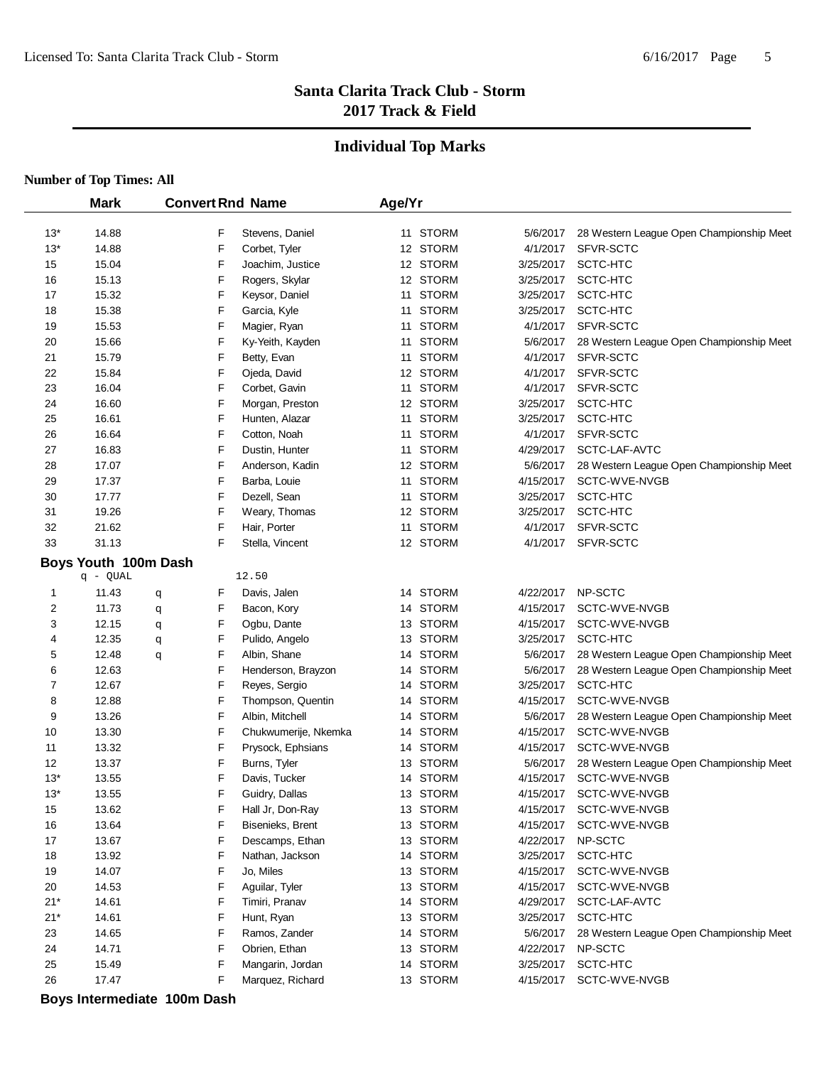# Santa Clarita Track Club - Storm
## 2017 Track & Field

## Individual Top Marks

**Number of Top Times: All**

| | Mark | Convert | Rnd | Name | Age/Yr | Team | Date | Meet |
|---|---|---|---|---|---|---|---|---|
| 13* | 14.88 | | F | Stevens, Daniel | 11 | STORM | 5/6/2017 | 28 Western League Open Championship Meet |
| 13* | 14.88 | | F | Corbet, Tyler | 12 | STORM | 4/1/2017 | SFVR-SCTC |
| 15 | 15.04 | | F | Joachim, Justice | 12 | STORM | 3/25/2017 | SCTC-HTC |
| 16 | 15.13 | | F | Rogers, Skylar | 12 | STORM | 3/25/2017 | SCTC-HTC |
| 17 | 15.32 | | F | Keysor, Daniel | 11 | STORM | 3/25/2017 | SCTC-HTC |
| 18 | 15.38 | | F | Garcia, Kyle | 11 | STORM | 3/25/2017 | SCTC-HTC |
| 19 | 15.53 | | F | Magier, Ryan | 11 | STORM | 4/1/2017 | SFVR-SCTC |
| 20 | 15.66 | | F | Ky-Yeith, Kayden | 11 | STORM | 5/6/2017 | 28 Western League Open Championship Meet |
| 21 | 15.79 | | F | Betty, Evan | 11 | STORM | 4/1/2017 | SFVR-SCTC |
| 22 | 15.84 | | F | Ojeda, David | 12 | STORM | 4/1/2017 | SFVR-SCTC |
| 23 | 16.04 | | F | Corbet, Gavin | 11 | STORM | 4/1/2017 | SFVR-SCTC |
| 24 | 16.60 | | F | Morgan, Preston | 12 | STORM | 3/25/2017 | SCTC-HTC |
| 25 | 16.61 | | F | Hunten, Alazar | 11 | STORM | 3/25/2017 | SCTC-HTC |
| 26 | 16.64 | | F | Cotton, Noah | 11 | STORM | 4/1/2017 | SFVR-SCTC |
| 27 | 16.83 | | F | Dustin, Hunter | 11 | STORM | 4/29/2017 | SCTC-LAF-AVTC |
| 28 | 17.07 | | F | Anderson, Kadin | 12 | STORM | 5/6/2017 | 28 Western League Open Championship Meet |
| 29 | 17.37 | | F | Barba, Louie | 11 | STORM | 4/15/2017 | SCTC-WVE-NVGB |
| 30 | 17.77 | | F | Dezell, Sean | 11 | STORM | 3/25/2017 | SCTC-HTC |
| 31 | 19.26 | | F | Weary, Thomas | 12 | STORM | 3/25/2017 | SCTC-HTC |
| 32 | 21.62 | | F | Hair, Porter | 11 | STORM | 4/1/2017 | SFVR-SCTC |
| 33 | 31.13 | | F | Stella, Vincent | 12 | STORM | 4/1/2017 | SFVR-SCTC |

### Boys Youth 100m Dash

q - QUAL 12.50

| | Mark | Convert | Rnd | Name | Age/Yr | Team | Date | Meet |
|---|---|---|---|---|---|---|---|---|
| 1 | 11.43 | q | F | Davis, Jalen | 14 | STORM | 4/22/2017 | NP-SCTC |
| 2 | 11.73 | q | F | Bacon, Kory | 14 | STORM | 4/15/2017 | SCTC-WVE-NVGB |
| 3 | 12.15 | q | F | Ogbu, Dante | 13 | STORM | 4/15/2017 | SCTC-WVE-NVGB |
| 4 | 12.35 | q | F | Pulido, Angelo | 13 | STORM | 3/25/2017 | SCTC-HTC |
| 5 | 12.48 | q | F | Albin, Shane | 14 | STORM | 5/6/2017 | 28 Western League Open Championship Meet |
| 6 | 12.63 | | F | Henderson, Brayzon | 14 | STORM | 5/6/2017 | 28 Western League Open Championship Meet |
| 7 | 12.67 | | F | Reyes, Sergio | 14 | STORM | 3/25/2017 | SCTC-HTC |
| 8 | 12.88 | | F | Thompson, Quentin | 14 | STORM | 4/15/2017 | SCTC-WVE-NVGB |
| 9 | 13.26 | | F | Albin, Mitchell | 14 | STORM | 5/6/2017 | 28 Western League Open Championship Meet |
| 10 | 13.30 | | F | Chukwumerije, Nkemka | 14 | STORM | 4/15/2017 | SCTC-WVE-NVGB |
| 11 | 13.32 | | F | Prysock, Ephsians | 14 | STORM | 4/15/2017 | SCTC-WVE-NVGB |
| 12 | 13.37 | | F | Burns, Tyler | 13 | STORM | 5/6/2017 | 28 Western League Open Championship Meet |
| 13* | 13.55 | | F | Davis, Tucker | 14 | STORM | 4/15/2017 | SCTC-WVE-NVGB |
| 13* | 13.55 | | F | Guidry, Dallas | 13 | STORM | 4/15/2017 | SCTC-WVE-NVGB |
| 15 | 13.62 | | F | Hall Jr, Don-Ray | 13 | STORM | 4/15/2017 | SCTC-WVE-NVGB |
| 16 | 13.64 | | F | Bisenieks, Brent | 13 | STORM | 4/15/2017 | SCTC-WVE-NVGB |
| 17 | 13.67 | | F | Descamps, Ethan | 13 | STORM | 4/22/2017 | NP-SCTC |
| 18 | 13.92 | | F | Nathan, Jackson | 14 | STORM | 3/25/2017 | SCTC-HTC |
| 19 | 14.07 | | F | Jo, Miles | 13 | STORM | 4/15/2017 | SCTC-WVE-NVGB |
| 20 | 14.53 | | F | Aguilar, Tyler | 13 | STORM | 4/15/2017 | SCTC-WVE-NVGB |
| 21* | 14.61 | | F | Timiri, Pranav | 14 | STORM | 4/29/2017 | SCTC-LAF-AVTC |
| 21* | 14.61 | | F | Hunt, Ryan | 13 | STORM | 3/25/2017 | SCTC-HTC |
| 23 | 14.65 | | F | Ramos, Zander | 14 | STORM | 5/6/2017 | 28 Western League Open Championship Meet |
| 24 | 14.71 | | F | Obrien, Ethan | 13 | STORM | 4/22/2017 | NP-SCTC |
| 25 | 15.49 | | F | Mangarin, Jordan | 14 | STORM | 3/25/2017 | SCTC-HTC |
| 26 | 17.47 | | F | Marquez, Richard | 13 | STORM | 4/15/2017 | SCTC-WVE-NVGB |

### Boys Intermediate 100m Dash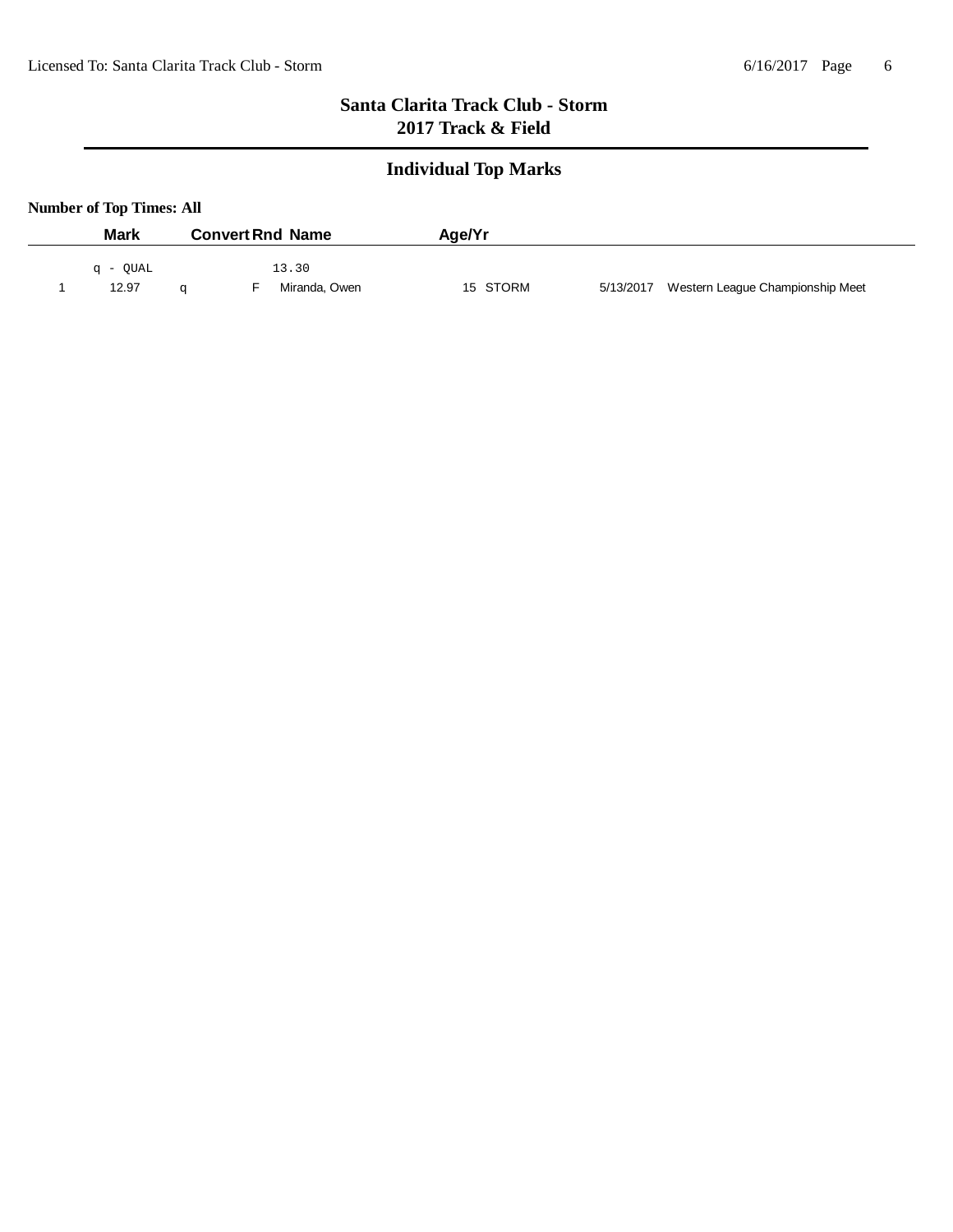## Santa Clarita Track Club - Storm
## 2017 Track & Field

## Individual Top Marks

**Number of Top Times: All**

| | Mark | Convert | Rnd | Name | Age/Yr | | | |
|---|---|---|---|---|---|---|---|---|
| | q - QUAL | | | 13.30 | | | | |
| 1 | 12.97 | q | F | Miranda, Owen | 15 | STORM | 5/13/2017 | Western League Championship Meet |